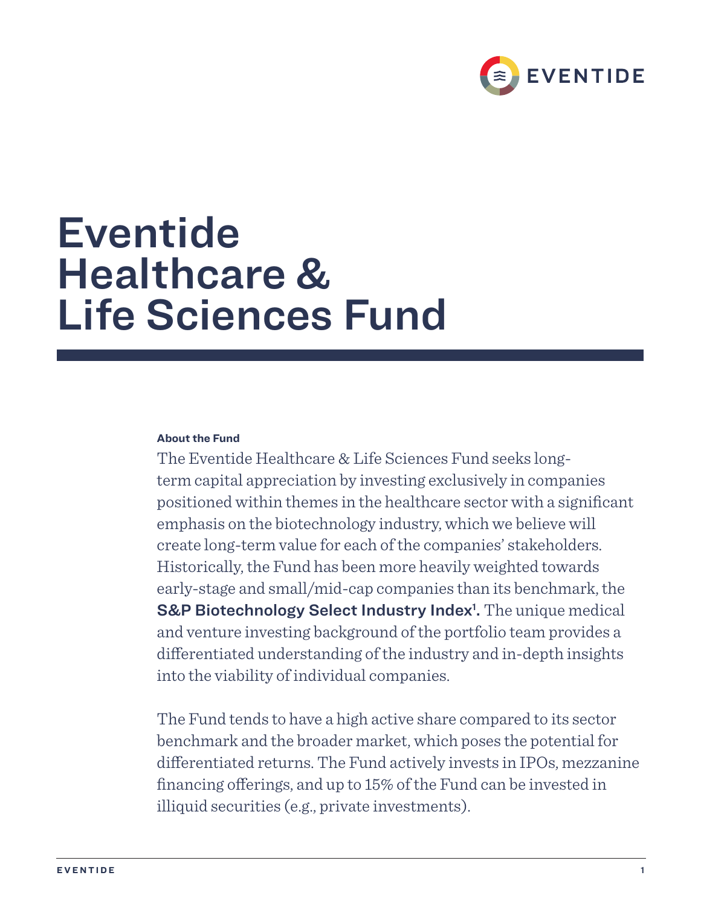# Eventide Healthcare & Life Sciences Fund

**About the Fund**

The Eventide Healthcare & Life Sciences Fund seeks long-term capital appreciation by investing exclusively in companies positioned within themes in the healthcare sector with a significant emphasis on the biotechnology industry, which we believe will create long-term value for each of the companies' stakeholders. Historically, the Fund has been more heavily weighted towards early-stage and small/mid-cap companies than its benchmark, the **S&P Biotechnology Select Industry Index[1].** The unique medical and venture investing background of the portfolio team provides a differentiated understanding of the industry and in-depth insights into the viability of individual companies.

The Fund tends to have a high active share compared to its sector benchmark and the broader market, which poses the potential for differentiated returns. The Fund actively invests in IPOs, mezzanine financing offerings, and up to 15% of the Fund can be invested in illiquid securities (e.g., private investments).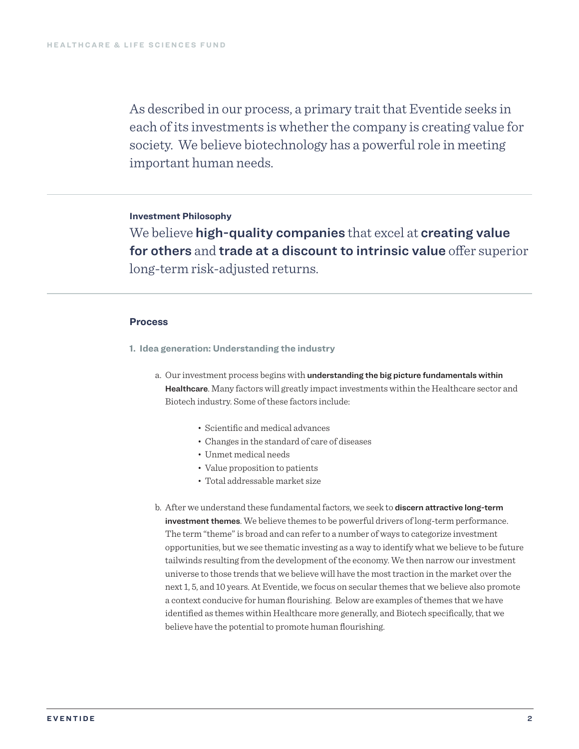As described in our process, a primary trait that Eventide seeks in each of its investments is whether the company is creating value for society. We believe biotechnology has a powerful role in meeting important human needs.

---

**Investment Philosophy**

We believe **high-quality companies** that excel at **creating value for others** and **trade at a discount to intrinsic value** offer superior long-term risk-adjusted returns.

---

## Process

### 1. Idea generation: Understanding the industry

a. Our investment process begins with **understanding the big picture fundamentals within Healthcare**. Many factors will greatly impact investments within the Healthcare sector and Biotech industry. Some of these factors include:

- Scientific and medical advances
- Changes in the standard of care of diseases
- Unmet medical needs
- Value proposition to patients
- Total addressable market size

b. After we understand these fundamental factors, we seek to **discern attractive long-term investment themes**. We believe themes to be powerful drivers of long-term performance. The term "theme" is broad and can refer to a number of ways to categorize investment opportunities, but we see thematic investing as a way to identify what we believe to be future tailwinds resulting from the development of the economy. We then narrow our investment universe to those trends that we believe will have the most traction in the market over the next 1, 5, and 10 years. At Eventide, we focus on secular themes that we believe also promote a context conducive for human flourishing. Below are examples of themes that we have identified as themes within Healthcare more generally, and Biotech specifically, that we believe have the potential to promote human flourishing.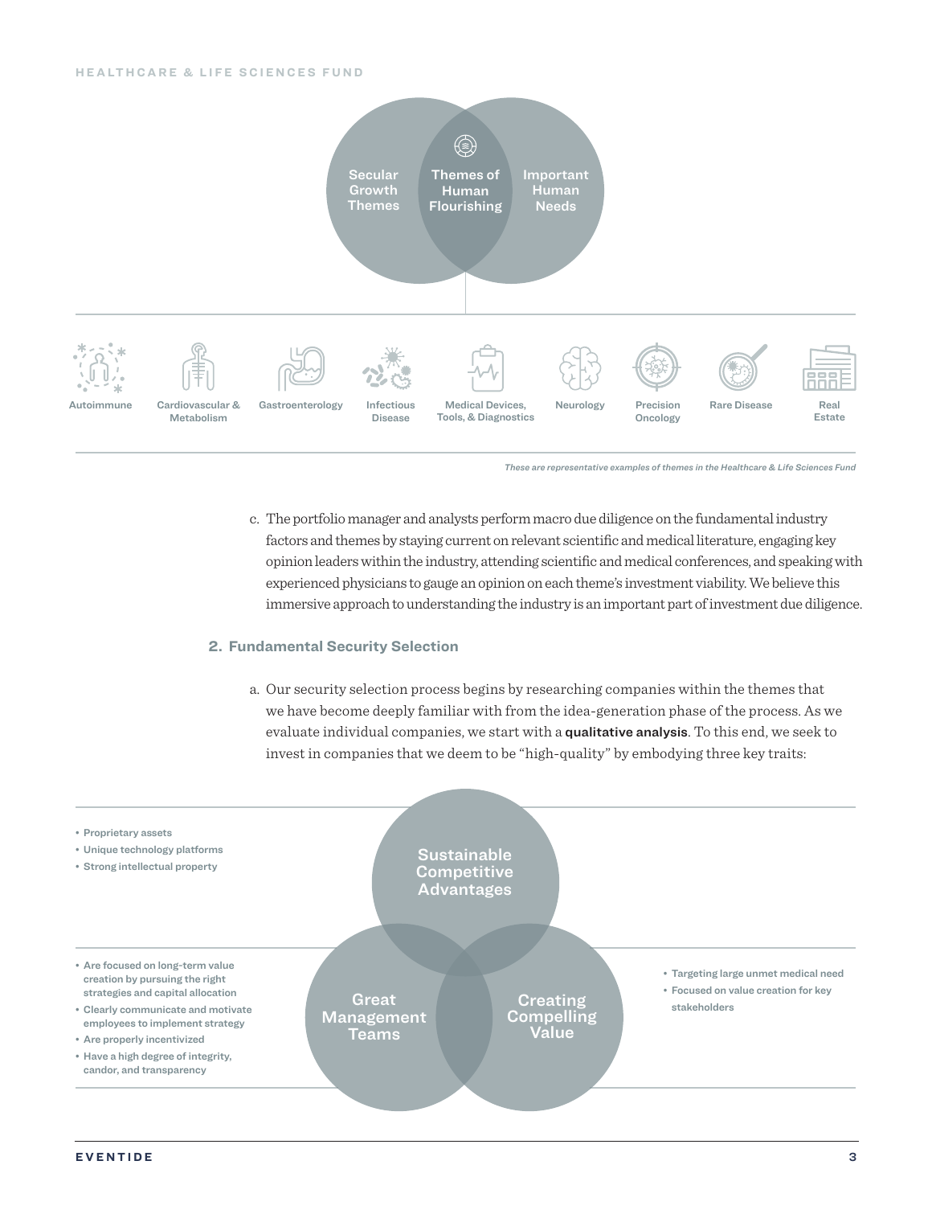Secular Growth Themes | Themes of Human Flourishing | Important Human Needs

Autoimmune | Cardiovascular & Metabolism | Gastroenterology | Infectious Disease | Medical Devices, Tools, & Diagnostics | Neurology | Precision Oncology | Rare Disease | Real Estate

*These are representative examples of themes in the Healthcare & Life Sciences Fund*

c. The portfolio manager and analysts perform macro due diligence on the fundamental industry factors and themes by staying current on relevant scientific and medical literature, engaging key opinion leaders within the industry, attending scientific and medical conferences, and speaking with experienced physicians to gauge an opinion on each theme's investment viability. We believe this immersive approach to understanding the industry is an important part of investment due diligence.

## 2. Fundamental Security Selection

a. Our security selection process begins by researching companies within the themes that we have become deeply familiar with from the idea-generation phase of the process. As we evaluate individual companies, we start with a **qualitative analysis**. To this end, we seek to invest in companies that we deem to be "high-quality" by embodying three key traits:

**Sustainable Competitive Advantages**

- Proprietary assets
- Unique technology platforms
- Strong intellectual property

**Great Management Teams**

- Are focused on long-term value creation by pursuing the right strategies and capital allocation
- Clearly communicate and motivate employees to implement strategy
- Are properly incentivized
- Have a high degree of integrity, candor, and transparency

**Creating Compelling Value**

- Targeting large unmet medical need
- Focused on value creation for key stakeholders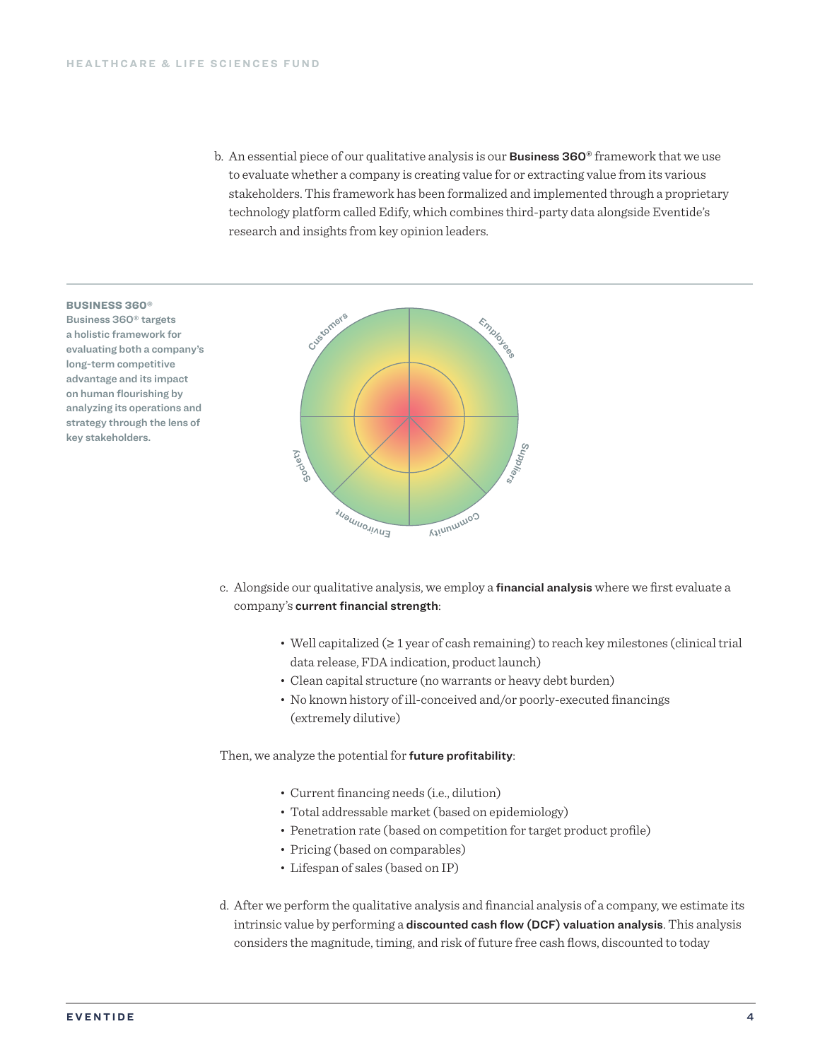b. An essential piece of our qualitative analysis is our **Business 360®** framework that we use to evaluate whether a company is creating value for or extracting value from its various stakeholders. This framework has been formalized and implemented through a proprietary technology platform called Edify, which combines third-party data alongside Eventide's research and insights from key opinion leaders.

**BUSINESS 360®**
**Business 360® targets a holistic framework for evaluating both a company's long-term competitive advantage and its impact on human flourishing by analyzing its operations and strategy through the lens of key stakeholders.**

Customers, Employees, Suppliers, Community, Environment, Society

c. Alongside our qualitative analysis, we employ a **financial analysis** where we first evaluate a company's **current financial strength**:

- Well capitalized (≥ 1 year of cash remaining) to reach key milestones (clinical trial data release, FDA indication, product launch)
- Clean capital structure (no warrants or heavy debt burden)
- No known history of ill-conceived and/or poorly-executed financings (extremely dilutive)

Then, we analyze the potential for **future profitability**:

- Current financing needs (i.e., dilution)
- Total addressable market (based on epidemiology)
- Penetration rate (based on competition for target product profile)
- Pricing (based on comparables)
- Lifespan of sales (based on IP)

d. After we perform the qualitative analysis and financial analysis of a company, we estimate its intrinsic value by performing a **discounted cash flow (DCF) valuation analysis**. This analysis considers the magnitude, timing, and risk of future free cash flows, discounted to today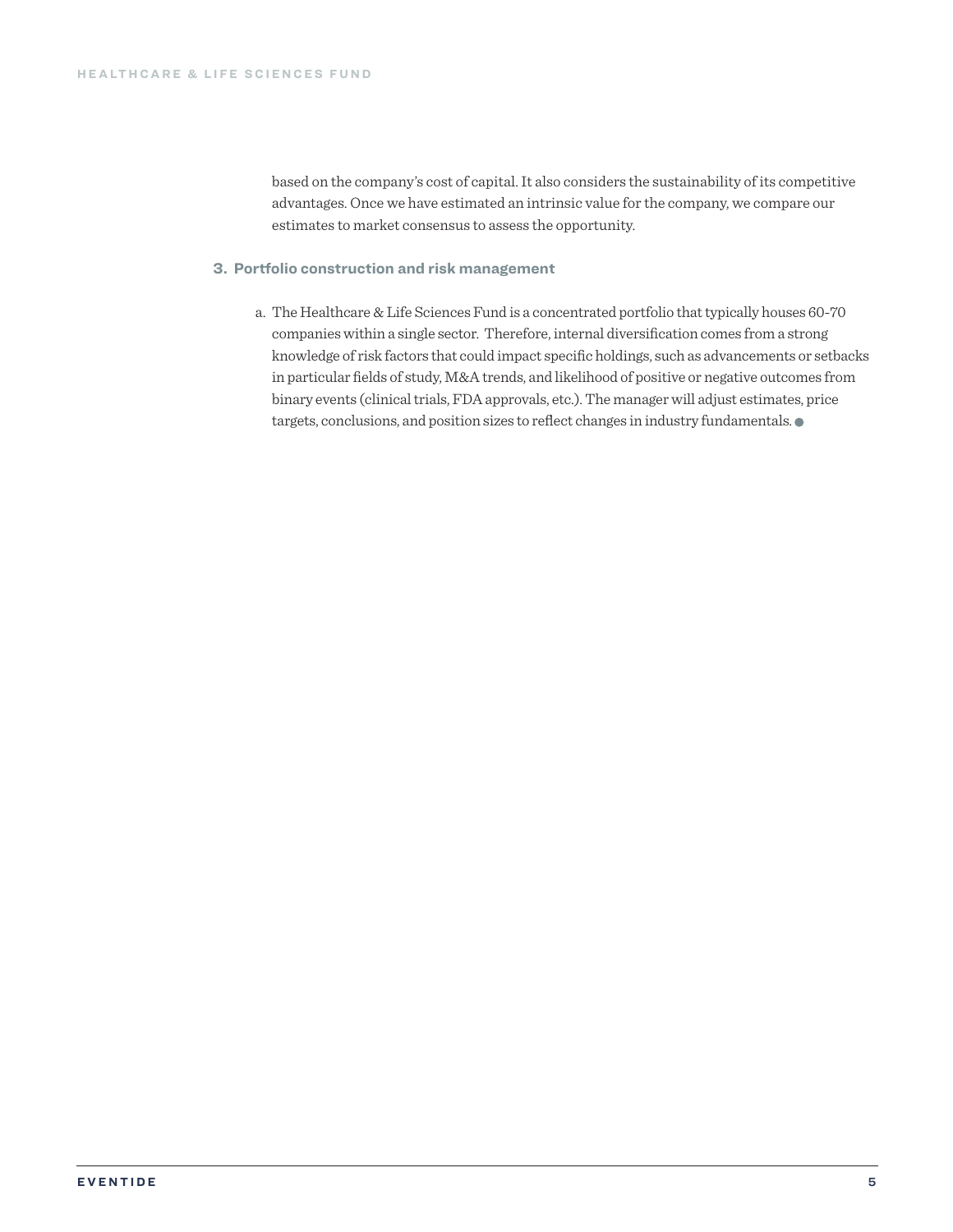based on the company's cost of capital. It also considers the sustainability of its competitive advantages. Once we have estimated an intrinsic value for the company, we compare our estimates to market consensus to assess the opportunity.

### 3. Portfolio construction and risk management

a. The Healthcare & Life Sciences Fund is a concentrated portfolio that typically houses 60-70 companies within a single sector.  Therefore, internal diversification comes from a strong knowledge of risk factors that could impact specific holdings, such as advancements or setbacks in particular fields of study, M&A trends, and likelihood of positive or negative outcomes from binary events (clinical trials, FDA approvals, etc.). The manager will adjust estimates, price targets, conclusions, and position sizes to reflect changes in industry fundamentals.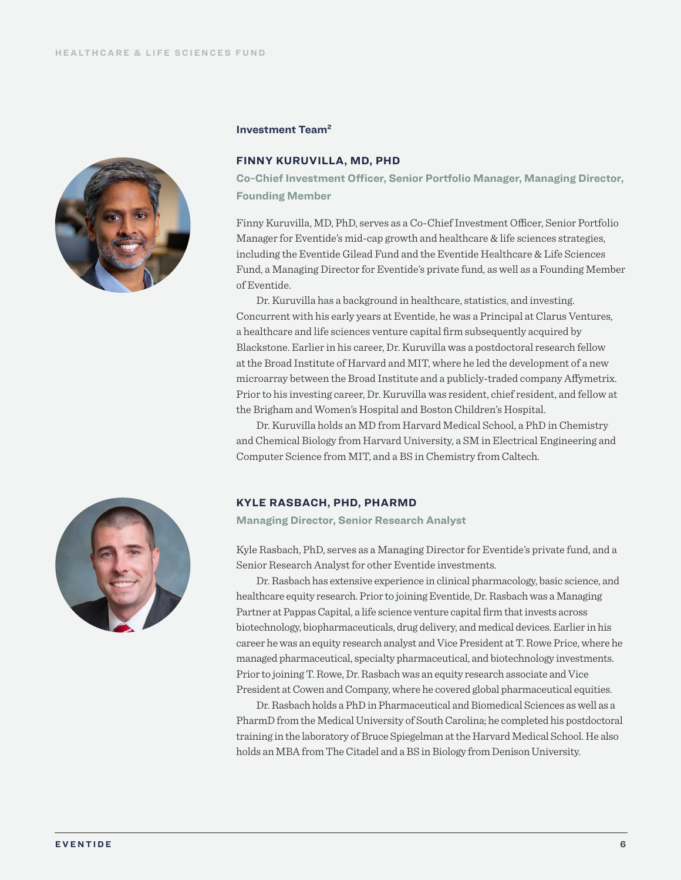## Investment Team[2]

### FINNY KURUVILLA, MD, PHD

**Co-Chief Investment Officer, Senior Portfolio Manager, Managing Director, Founding Member**

Finny Kuruvilla, MD, PhD, serves as a Co-Chief Investment Officer, Senior Portfolio Manager for Eventide's mid-cap growth and healthcare & life sciences strategies, including the Eventide Gilead Fund and the Eventide Healthcare & Life Sciences Fund, a Managing Director for Eventide's private fund, as well as a Founding Member of Eventide.

Dr. Kuruvilla has a background in healthcare, statistics, and investing. Concurrent with his early years at Eventide, he was a Principal at Clarus Ventures, a healthcare and life sciences venture capital firm subsequently acquired by Blackstone. Earlier in his career, Dr. Kuruvilla was a postdoctoral research fellow at the Broad Institute of Harvard and MIT, where he led the development of a new microarray between the Broad Institute and a publicly-traded company Affymetrix. Prior to his investing career, Dr. Kuruvilla was resident, chief resident, and fellow at the Brigham and Women's Hospital and Boston Children's Hospital.

Dr. Kuruvilla holds an MD from Harvard Medical School, a PhD in Chemistry and Chemical Biology from Harvard University, a SM in Electrical Engineering and Computer Science from MIT, and a BS in Chemistry from Caltech.

### KYLE RASBACH, PHD, PHARMD

**Managing Director, Senior Research Analyst**

Kyle Rasbach, PhD, serves as a Managing Director for Eventide's private fund, and a Senior Research Analyst for other Eventide investments.

Dr. Rasbach has extensive experience in clinical pharmacology, basic science, and healthcare equity research. Prior to joining Eventide, Dr. Rasbach was a Managing Partner at Pappas Capital, a life science venture capital firm that invests across biotechnology, biopharmaceuticals, drug delivery, and medical devices. Earlier in his career he was an equity research analyst and Vice President at T. Rowe Price, where he managed pharmaceutical, specialty pharmaceutical, and biotechnology investments. Prior to joining T. Rowe, Dr. Rasbach was an equity research associate and Vice President at Cowen and Company, where he covered global pharmaceutical equities.

Dr. Rasbach holds a PhD in Pharmaceutical and Biomedical Sciences as well as a PharmD from the Medical University of South Carolina; he completed his postdoctoral training in the laboratory of Bruce Spiegelman at the Harvard Medical School. He also holds an MBA from The Citadel and a BS in Biology from Denison University.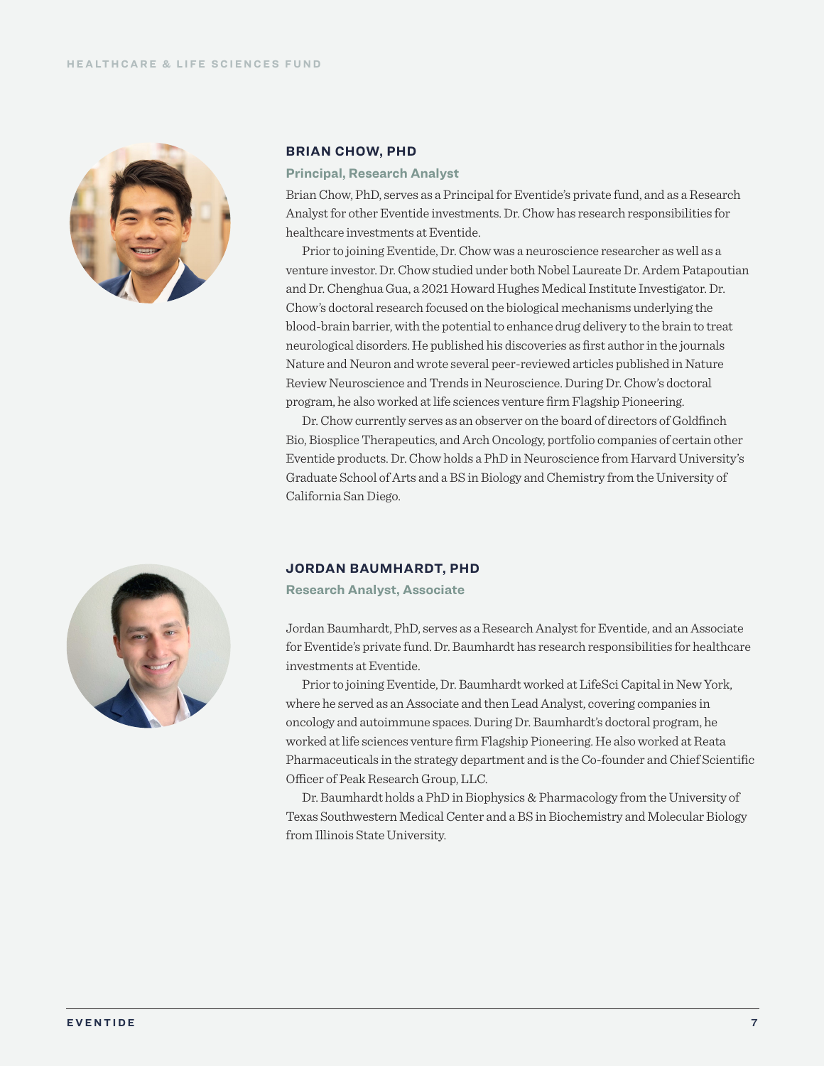## BRIAN CHOW, PHD

**Principal, Research Analyst**

Brian Chow, PhD, serves as a Principal for Eventide's private fund, and as a Research Analyst for other Eventide investments. Dr. Chow has research responsibilities for healthcare investments at Eventide.

Prior to joining Eventide, Dr. Chow was a neuroscience researcher as well as a venture investor. Dr. Chow studied under both Nobel Laureate Dr. Ardem Patapoutian and Dr. Chenghua Gua, a 2021 Howard Hughes Medical Institute Investigator. Dr. Chow's doctoral research focused on the biological mechanisms underlying the blood-brain barrier, with the potential to enhance drug delivery to the brain to treat neurological disorders. He published his discoveries as first author in the journals Nature and Neuron and wrote several peer-reviewed articles published in Nature Review Neuroscience and Trends in Neuroscience. During Dr. Chow's doctoral program, he also worked at life sciences venture firm Flagship Pioneering.

Dr. Chow currently serves as an observer on the board of directors of Goldfinch Bio, Biosplice Therapeutics, and Arch Oncology, portfolio companies of certain other Eventide products. Dr. Chow holds a PhD in Neuroscience from Harvard University's Graduate School of Arts and a BS in Biology and Chemistry from the University of California San Diego.

## JORDAN BAUMHARDT, PHD

**Research Analyst, Associate**

Jordan Baumhardt, PhD, serves as a Research Analyst for Eventide, and an Associate for Eventide's private fund. Dr. Baumhardt has research responsibilities for healthcare investments at Eventide.

Prior to joining Eventide, Dr. Baumhardt worked at LifeSci Capital in New York, where he served as an Associate and then Lead Analyst, covering companies in oncology and autoimmune spaces. During Dr. Baumhardt's doctoral program, he worked at life sciences venture firm Flagship Pioneering. He also worked at Reata Pharmaceuticals in the strategy department and is the Co-founder and Chief Scientific Officer of Peak Research Group, LLC.

Dr. Baumhardt holds a PhD in Biophysics & Pharmacology from the University of Texas Southwestern Medical Center and a BS in Biochemistry and Molecular Biology from Illinois State University.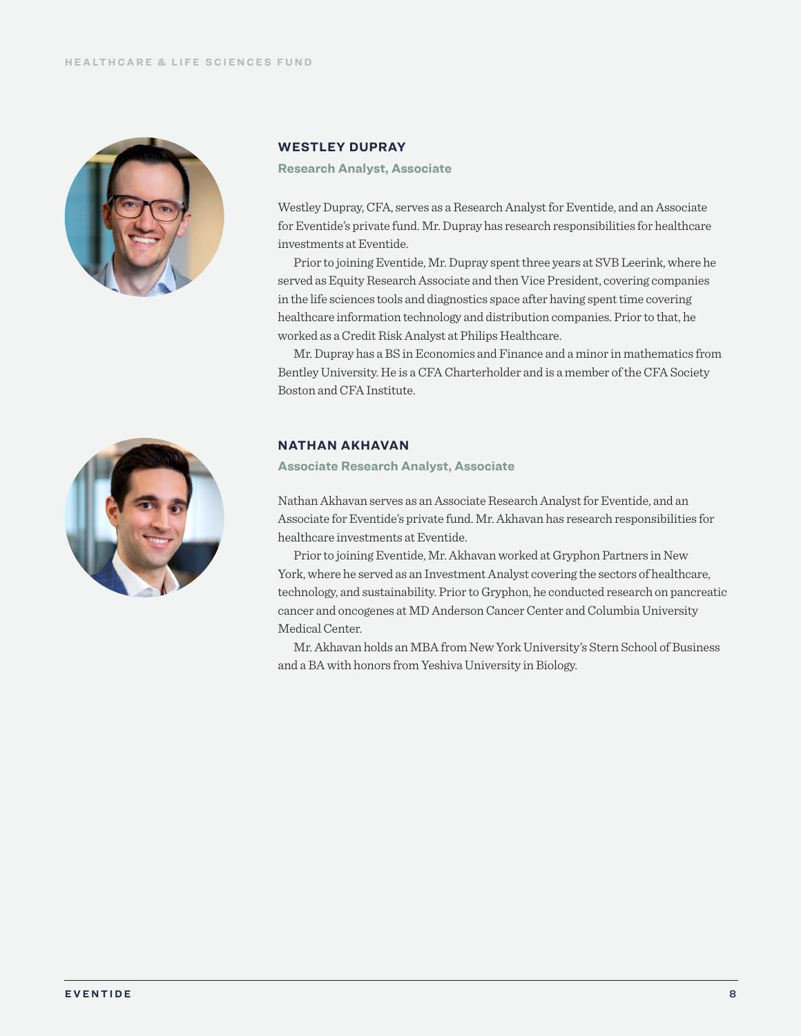## WESTLEY DUPRAY

**Research Analyst, Associate**

Westley Dupray, CFA, serves as a Research Analyst for Eventide, and an Associate for Eventide's private fund. Mr. Dupray has research responsibilities for healthcare investments at Eventide.

Prior to joining Eventide, Mr. Dupray spent three years at SVB Leerink, where he served as Equity Research Associate and then Vice President, covering companies in the life sciences tools and diagnostics space after having spent time covering healthcare information technology and distribution companies. Prior to that, he worked as a Credit Risk Analyst at Philips Healthcare.

Mr. Dupray has a BS in Economics and Finance and a minor in mathematics from Bentley University. He is a CFA Charterholder and is a member of the CFA Society Boston and CFA Institute.

## NATHAN AKHAVAN

**Associate Research Analyst, Associate**

Nathan Akhavan serves as an Associate Research Analyst for Eventide, and an Associate for Eventide's private fund. Mr. Akhavan has research responsibilities for healthcare investments at Eventide.

Prior to joining Eventide, Mr. Akhavan worked at Gryphon Partners in New York, where he served as an Investment Analyst covering the sectors of healthcare, technology, and sustainability. Prior to Gryphon, he conducted research on pancreatic cancer and oncogenes at MD Anderson Cancer Center and Columbia University Medical Center.

Mr. Akhavan holds an MBA from New York University's Stern School of Business and a BA with honors from Yeshiva University in Biology.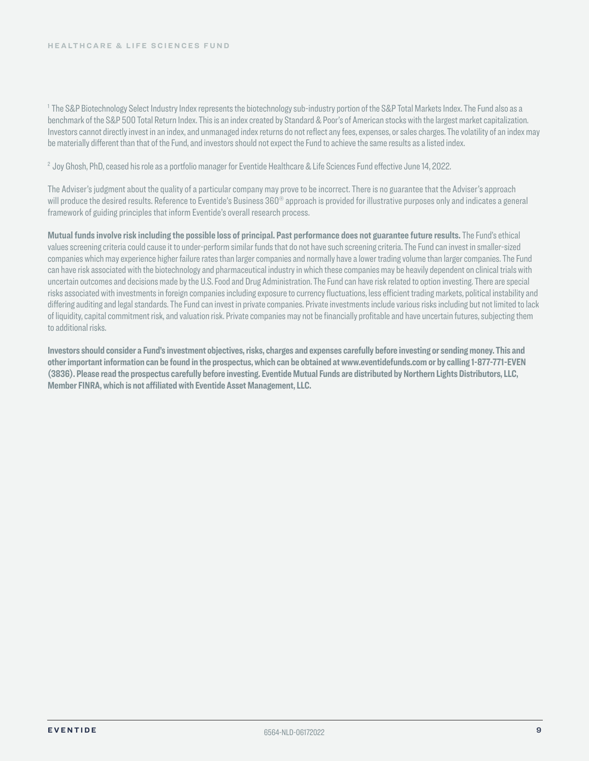[1] The S&P Biotechnology Select Industry Index represents the biotechnology sub-industry portion of the S&P Total Markets Index. The Fund also as a benchmark of the S&P 500 Total Return Index. This is an index created by Standard & Poor's of American stocks with the largest market capitalization. Investors cannot directly invest in an index, and unmanaged index returns do not reflect any fees, expenses, or sales charges. The volatility of an index may be materially different than that of the Fund, and investors should not expect the Fund to achieve the same results as a listed index.

[2] Joy Ghosh, PhD, ceased his role as a portfolio manager for Eventide Healthcare & Life Sciences Fund effective June 14, 2022.

The Adviser's judgment about the quality of a particular company may prove to be incorrect. There is no guarantee that the Adviser's approach will produce the desired results. Reference to Eventide's Business 360® approach is provided for illustrative purposes only and indicates a general framework of guiding principles that inform Eventide's overall research process.

**Mutual funds involve risk including the possible loss of principal. Past performance does not guarantee future results.** The Fund's ethical values screening criteria could cause it to under-perform similar funds that do not have such screening criteria. The Fund can invest in smaller-sized companies which may experience higher failure rates than larger companies and normally have a lower trading volume than larger companies. The Fund can have risk associated with the biotechnology and pharmaceutical industry in which these companies may be heavily dependent on clinical trials with uncertain outcomes and decisions made by the U.S. Food and Drug Administration. The Fund can have risk related to option investing. There are special risks associated with investments in foreign companies including exposure to currency fluctuations, less efficient trading markets, political instability and differing auditing and legal standards. The Fund can invest in private companies. Private investments include various risks including but not limited to lack of liquidity, capital commitment risk, and valuation risk. Private companies may not be financially profitable and have uncertain futures, subjecting them to additional risks.

**Investors should consider a Fund's investment objectives, risks, charges and expenses carefully before investing or sending money. This and other important information can be found in the prospectus, which can be obtained at www.eventidefunds.com or by calling 1-877-771-EVEN (3836). Please read the prospectus carefully before investing. Eventide Mutual Funds are distributed by Northern Lights Distributors, LLC, Member FINRA, which is not affiliated with Eventide Asset Management, LLC.**

6564-NLD-06172022